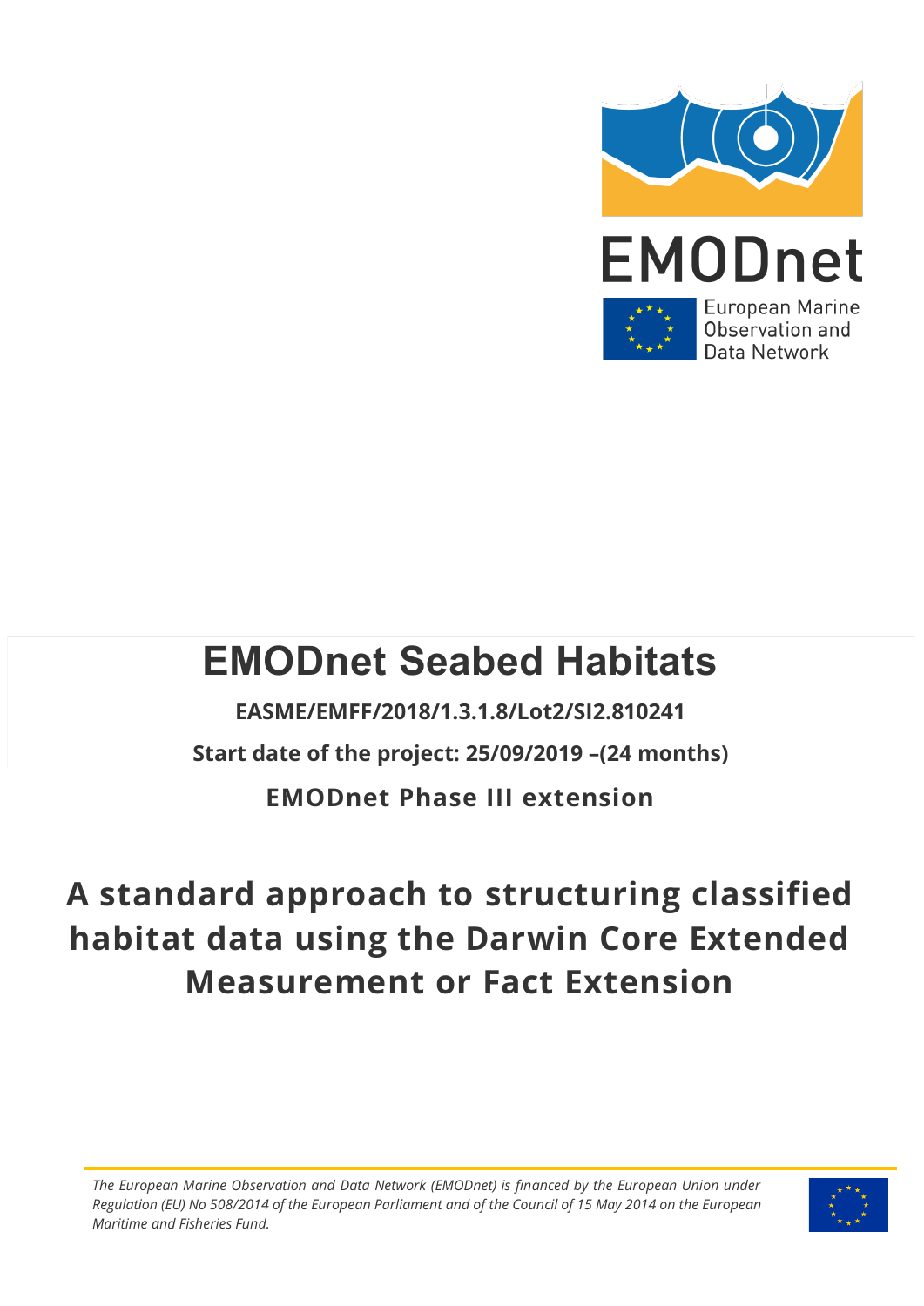EMODnet

European Marine Observation and Data Network

# EMODnet Seabed Habitats

**EASME/EMFF/2018/1.3.1.8/Lot2/SI2.810241**

**Start date of the project: 25/09/2019 –(24 months)**

**EMODnet Phase III extension**

# A standard approach to structuring classified habitat data using the Darwin Core Extended Measurement or Fact Extension

*The European Marine Observation and Data Network (EMODnet) is financed by the European Union under Regulation (EU) No 508/2014 of the European Parliament and of the Council of 15 May 2014 on the European Maritime and Fisheries Fund.*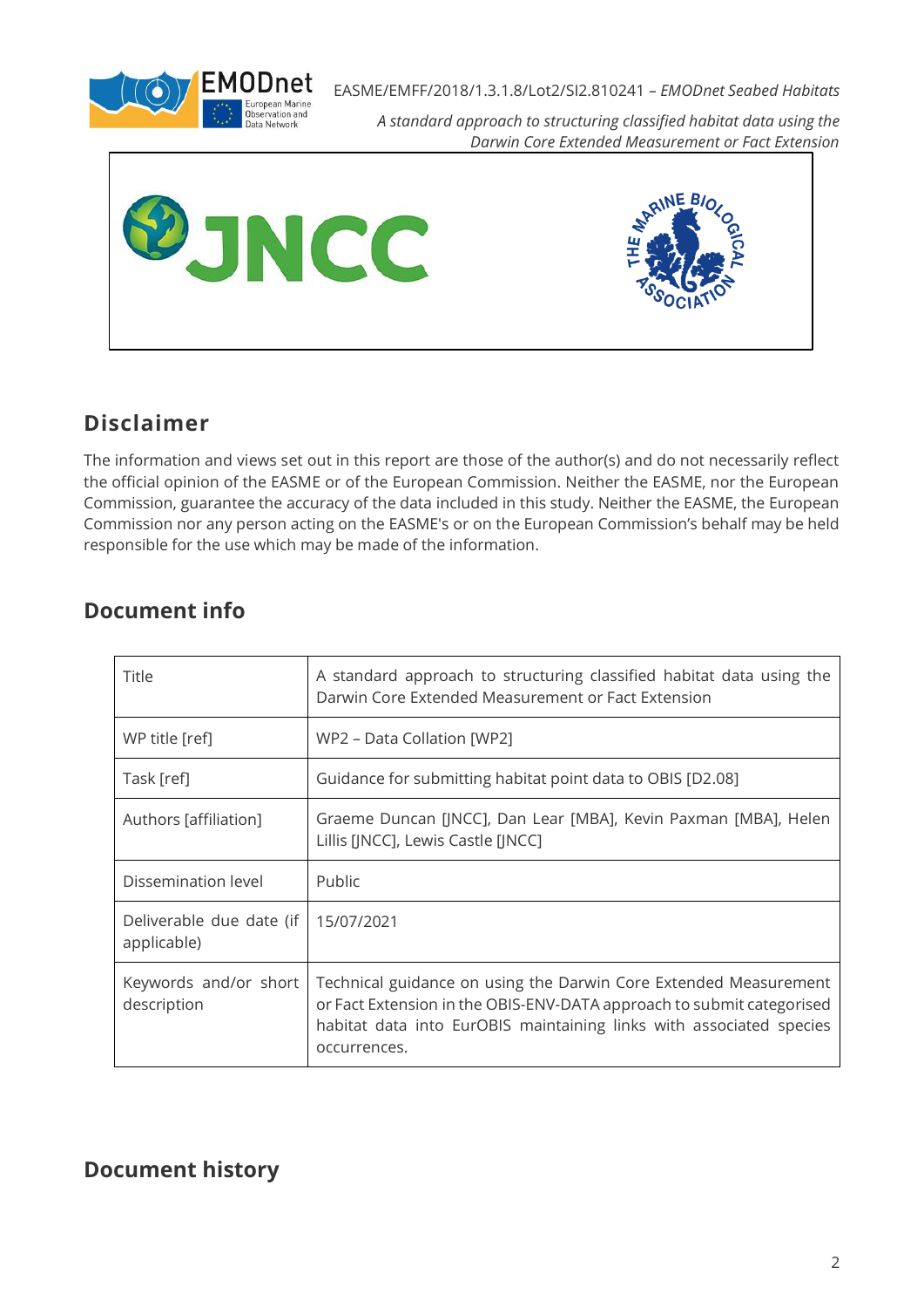## Disclaimer

The information and views set out in this report are those of the author(s) and do not necessarily reflect the official opinion of the EASME or of the European Commission. Neither the EASME, nor the European Commission, guarantee the accuracy of the data included in this study. Neither the EASME, the European Commission nor any person acting on the EASME's or on the European Commission's behalf may be held responsible for the use which may be made of the information.

## Document info

| Title | A standard approach to structuring classified habitat data using the Darwin Core Extended Measurement or Fact Extension |
|---|---|
| WP title [ref] | WP2 – Data Collation [WP2] |
| Task [ref] | Guidance for submitting habitat point data to OBIS [D2.08] |
| Authors [affiliation] | Graeme Duncan [JNCC], Dan Lear [MBA], Kevin Paxman [MBA], Helen Lillis [JNCC], Lewis Castle [JNCC] |
| Dissemination level | Public |
| Deliverable due date (if applicable) | 15/07/2021 |
| Keywords and/or short description | Technical guidance on using the Darwin Core Extended Measurement or Fact Extension in the OBIS-ENV-DATA approach to submit categorised habitat data into EurOBIS maintaining links with associated species occurrences. |

## Document history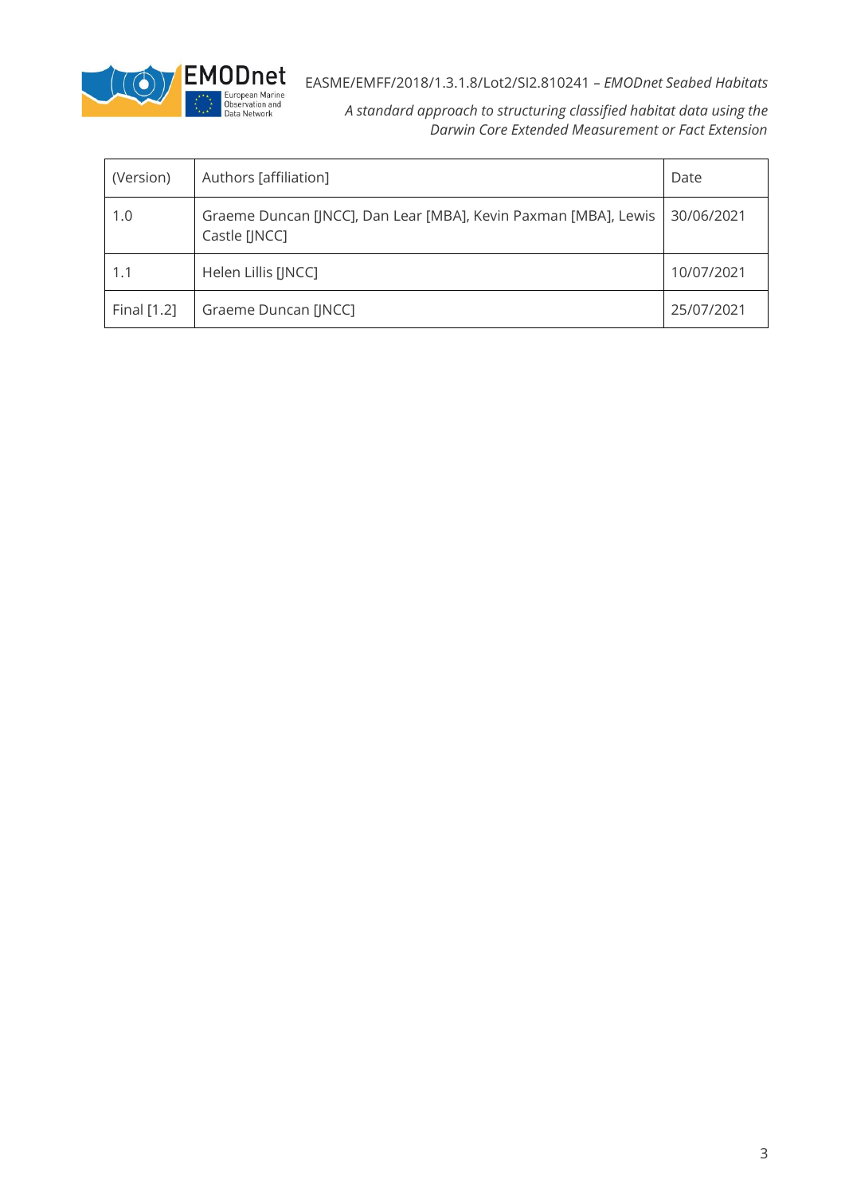| (Version) | Authors [affiliation] | Date |
| --- | --- | --- |
| 1.0 | Graeme Duncan [JNCC], Dan Lear [MBA], Kevin Paxman [MBA], Lewis Castle [JNCC] | 30/06/2021 |
| 1.1 | Helen Lillis [JNCC] | 10/07/2021 |
| Final [1.2] | Graeme Duncan [JNCC] | 25/07/2021 |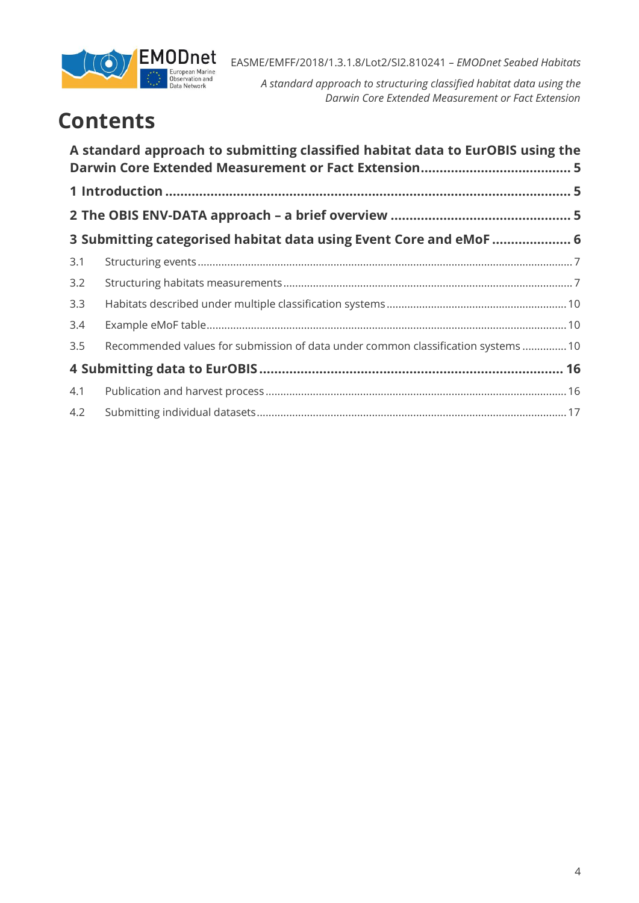# Contents

**A standard approach to submitting classified habitat data to EurOBIS using the Darwin Core Extended Measurement or Fact Extension........................................ 5**

**1 Introduction ............................................................................................................ 5**

**2 The OBIS ENV-DATA approach – a brief overview ................................................ 5**

**3 Submitting categorised habitat data using Event Core and eMoF ..................... 6**

3.1 Structuring events ............................................................................................................ 7

3.2 Structuring habitats measurements ............................................................................... 7

3.3 Habitats described under multiple classification systems ............................................ 10

3.4 Example eMoF table ........................................................................................................ 10

3.5 Recommended values for submission of data under common classification systems ............... 10

**4 Submitting data to EurOBIS ................................................................................. 16**

4.1 Publication and harvest process .................................................................................... 16

4.2 Submitting individual datasets ....................................................................................... 17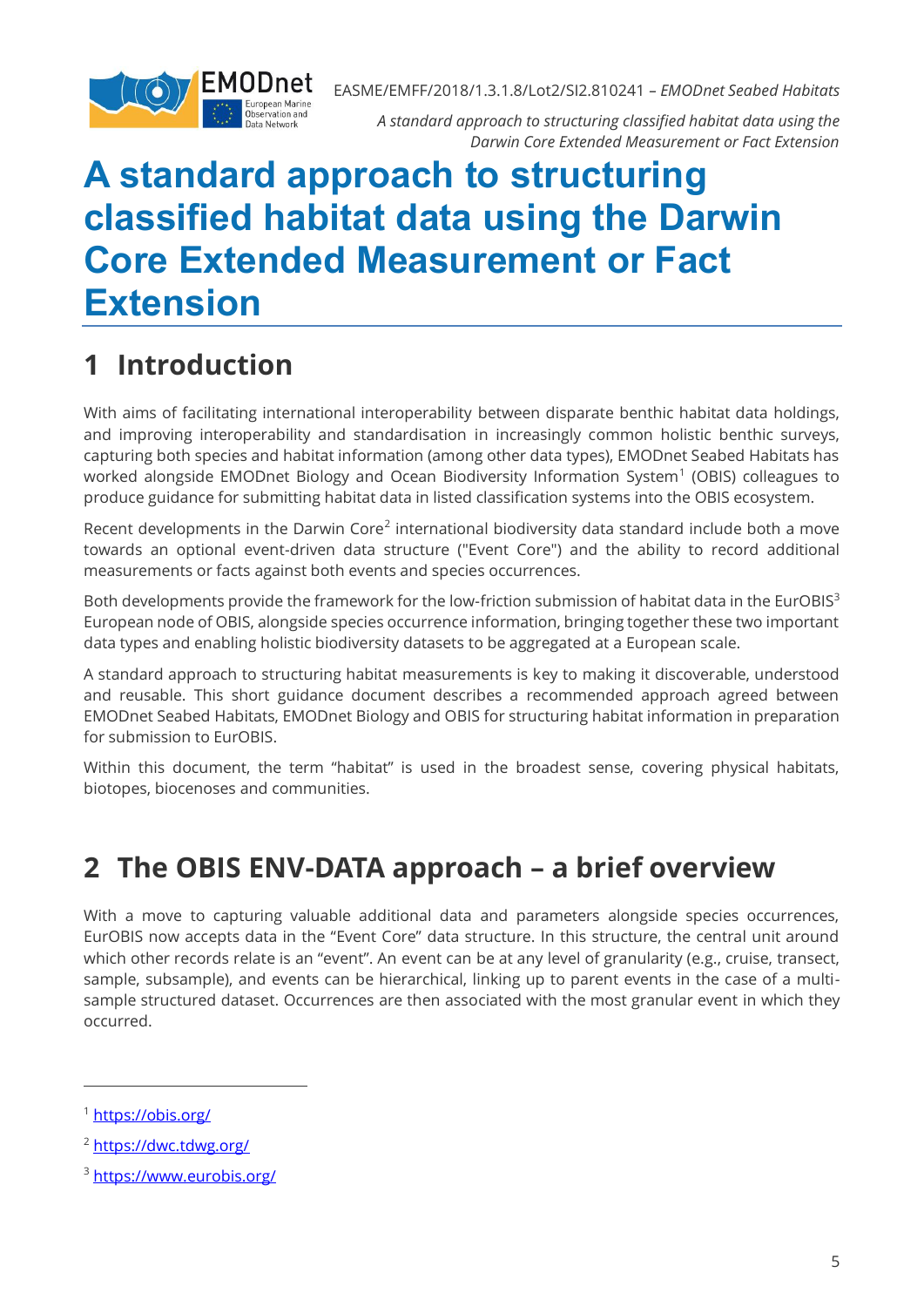# A standard approach to structuring classified habitat data using the Darwin Core Extended Measurement or Fact Extension

## 1 Introduction

With aims of facilitating international interoperability between disparate benthic habitat data holdings, and improving interoperability and standardisation in increasingly common holistic benthic surveys, capturing both species and habitat information (among other data types), EMODnet Seabed Habitats has worked alongside EMODnet Biology and Ocean Biodiversity Information System[1] (OBIS) colleagues to produce guidance for submitting habitat data in listed classification systems into the OBIS ecosystem.

Recent developments in the Darwin Core[2] international biodiversity data standard include both a move towards an optional event-driven data structure ("Event Core") and the ability to record additional measurements or facts against both events and species occurrences.

Both developments provide the framework for the low-friction submission of habitat data in the EurOBIS[3] European node of OBIS, alongside species occurrence information, bringing together these two important data types and enabling holistic biodiversity datasets to be aggregated at a European scale.

A standard approach to structuring habitat measurements is key to making it discoverable, understood and reusable. This short guidance document describes a recommended approach agreed between EMODnet Seabed Habitats, EMODnet Biology and OBIS for structuring habitat information in preparation for submission to EurOBIS.

Within this document, the term "habitat" is used in the broadest sense, covering physical habitats, biotopes, biocenoses and communities.

## 2 The OBIS ENV-DATA approach – a brief overview

With a move to capturing valuable additional data and parameters alongside species occurrences, EurOBIS now accepts data in the "Event Core" data structure. In this structure, the central unit around which other records relate is an "event". An event can be at any level of granularity (e.g., cruise, transect, sample, subsample), and events can be hierarchical, linking up to parent events in the case of a multi-sample structured dataset. Occurrences are then associated with the most granular event in which they occurred.

---

[1] https://obis.org/

[2] https://dwc.tdwg.org/

[3] https://www.eurobis.org/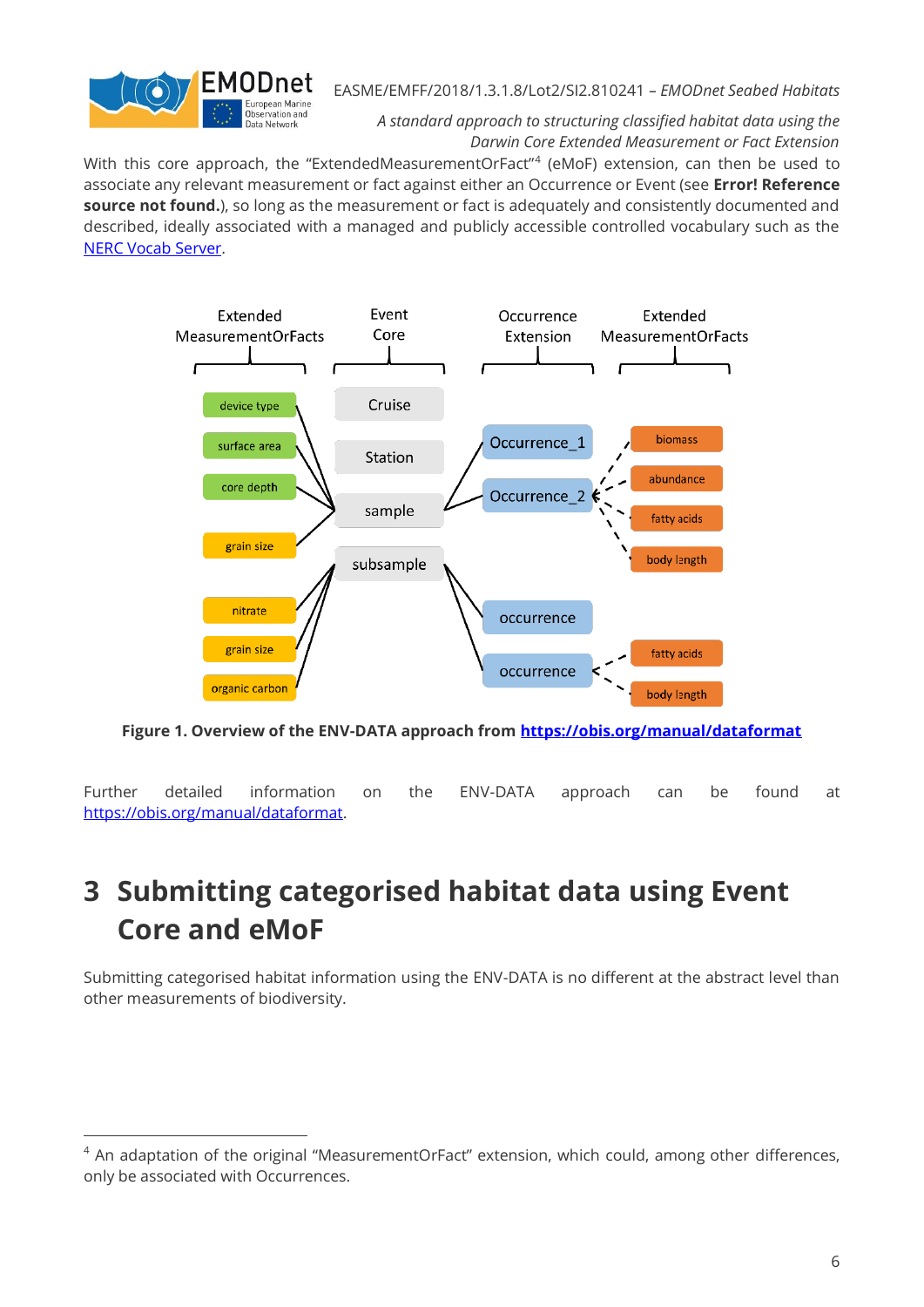With this core approach, the "ExtendedMeasurementOrFact"[4] (eMoF) extension, can then be used to associate any relevant measurement or fact against either an Occurrence or Event (see **Error! Reference source not found.**), so long as the measurement or fact is adequately and consistently documented and described, ideally associated with a managed and publicly accessible controlled vocabulary such as the [NERC Vocab Server](NERC Vocab Server).

**Figure 1. Overview of the ENV-DATA approach from https://obis.org/manual/dataformat**

Further detailed information on the ENV-DATA approach can be found at https://obis.org/manual/dataformat.

# 3 Submitting categorised habitat data using Event Core and eMoF

Submitting categorised habitat information using the ENV-DATA is no different at the abstract level than other measurements of biodiversity.

[4] An adaptation of the original "MeasurementOrFact" extension, which could, among other differences, only be associated with Occurrences.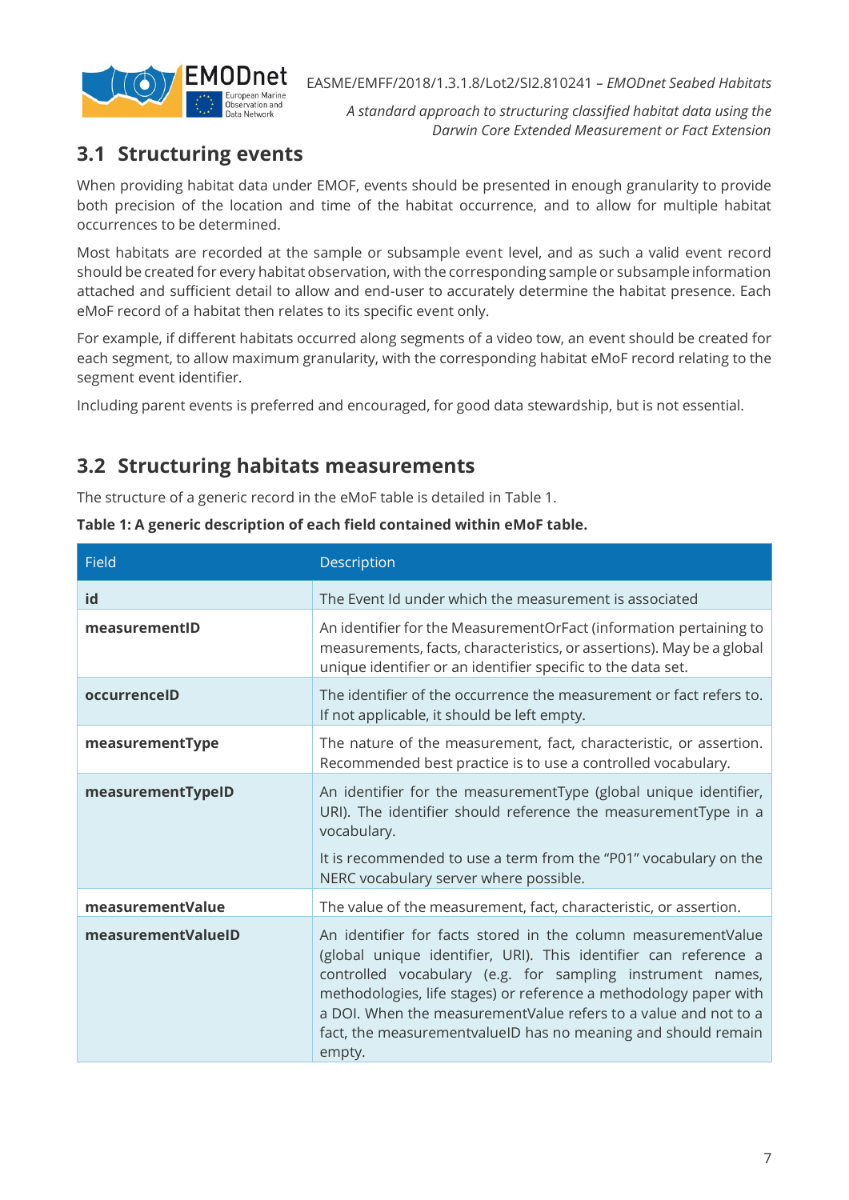## 3.1 Structuring events

When providing habitat data under EMOF, events should be presented in enough granularity to provide both precision of the location and time of the habitat occurrence, and to allow for multiple habitat occurrences to be determined.

Most habitats are recorded at the sample or subsample event level, and as such a valid event record should be created for every habitat observation, with the corresponding sample or subsample information attached and sufficient detail to allow and end-user to accurately determine the habitat presence. Each eMoF record of a habitat then relates to its specific event only.

For example, if different habitats occurred along segments of a video tow, an event should be created for each segment, to allow maximum granularity, with the corresponding habitat eMoF record relating to the segment event identifier.

Including parent events is preferred and encouraged, for good data stewardship, but is not essential.

## 3.2 Structuring habitats measurements

The structure of a generic record in the eMoF table is detailed in Table 1.

**Table 1: A generic description of each field contained within eMoF table.**

| Field | Description |
|---|---|
| **id** | The Event Id under which the measurement is associated |
| **measurementID** | An identifier for the MeasurementOrFact (information pertaining to measurements, facts, characteristics, or assertions). May be a global unique identifier or an identifier specific to the data set. |
| **occurrenceID** | The identifier of the occurrence the measurement or fact refers to. If not applicable, it should be left empty. |
| **measurementType** | The nature of the measurement, fact, characteristic, or assertion. Recommended best practice is to use a controlled vocabulary. |
| **measurementTypeID** | An identifier for the measurementType (global unique identifier, URI). The identifier should reference the measurementType in a vocabulary.<br><br>It is recommended to use a term from the "P01" vocabulary on the NERC vocabulary server where possible. |
| **measurementValue** | The value of the measurement, fact, characteristic, or assertion. |
| **measurementValueID** | An identifier for facts stored in the column measurementValue (global unique identifier, URI). This identifier can reference a controlled vocabulary (e.g. for sampling instrument names, methodologies, life stages) or reference a methodology paper with a DOI. When the measurementValue refers to a value and not to a fact, the measurementvalueID has no meaning and should remain empty. |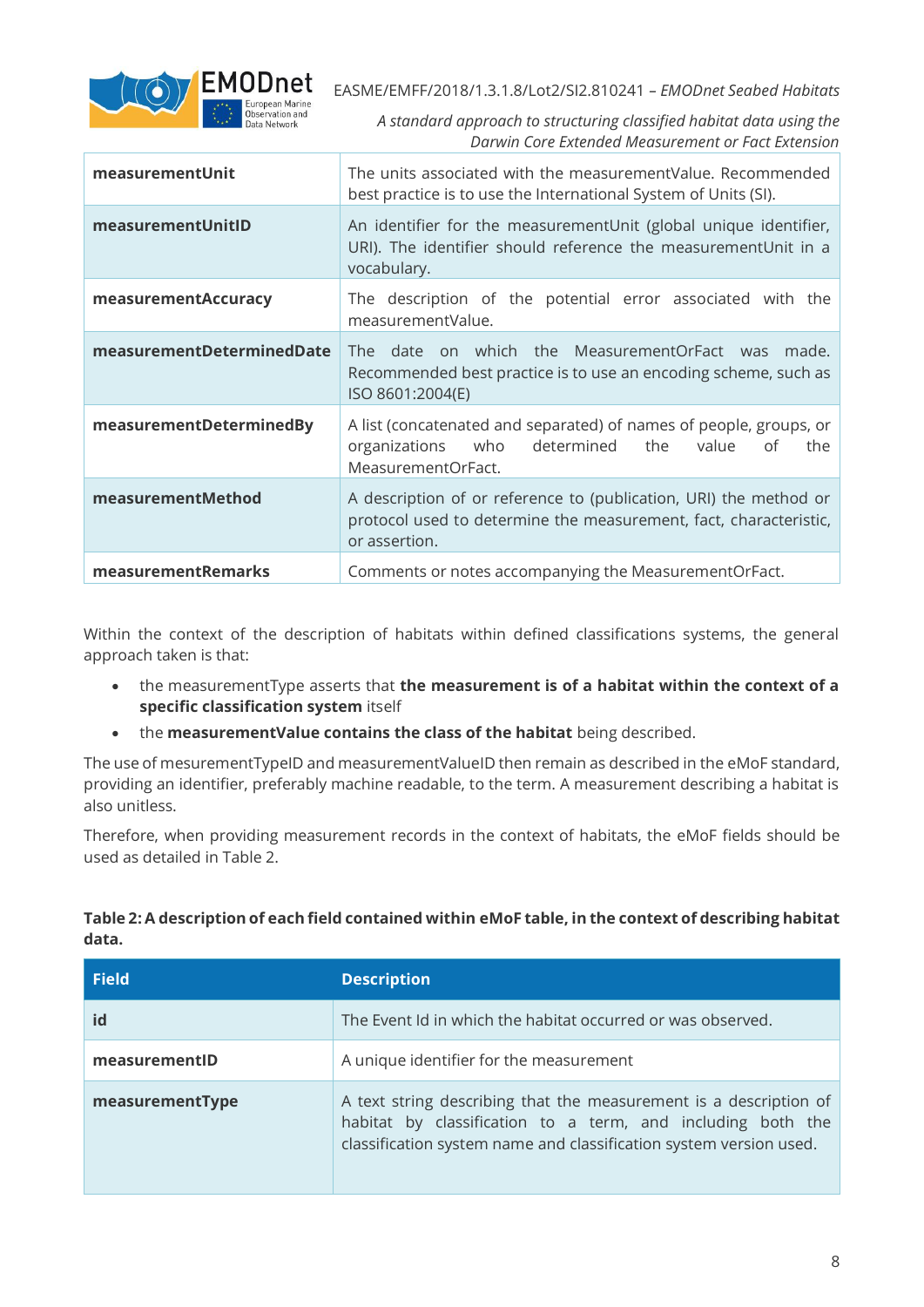| | |
|---|---|
| **measurementUnit** | The units associated with the measurementValue. Recommended best practice is to use the International System of Units (SI). |
| **measurementUnitID** | An identifier for the measurementUnit (global unique identifier, URI). The identifier should reference the measurementUnit in a vocabulary. |
| **measurementAccuracy** | The description of the potential error associated with the measurementValue. |
| **measurementDeterminedDate** | The date on which the MeasurementOrFact was made. Recommended best practice is to use an encoding scheme, such as ISO 8601:2004(E) |
| **measurementDeterminedBy** | A list (concatenated and separated) of names of people, groups, or organizations who determined the value of the MeasurementOrFact. |
| **measurementMethod** | A description of or reference to (publication, URI) the method or protocol used to determine the measurement, fact, characteristic, or assertion. |
| **measurementRemarks** | Comments or notes accompanying the MeasurementOrFact. |

Within the context of the description of habitats within defined classifications systems, the general approach taken is that:

- the measurementType asserts that **the measurement is of a habitat within the context of a specific classification system** itself
- the **measurementValue contains the class of the habitat** being described.

The use of mesurementTypeID and measurementValueID then remain as described in the eMoF standard, providing an identifier, preferably machine readable, to the term. A measurement describing a habitat is also unitless.

Therefore, when providing measurement records in the context of habitats, the eMoF fields should be used as detailed in Table 2.

**Table 2: A description of each field contained within eMoF table, in the context of describing habitat data.**

| Field | Description |
|---|---|
| **id** | The Event Id in which the habitat occurred or was observed. |
| **measurementID** | A unique identifier for the measurement |
| **measurementType** | A text string describing that the measurement is a description of habitat by classification to a term, and including both the classification system name and classification system version used. |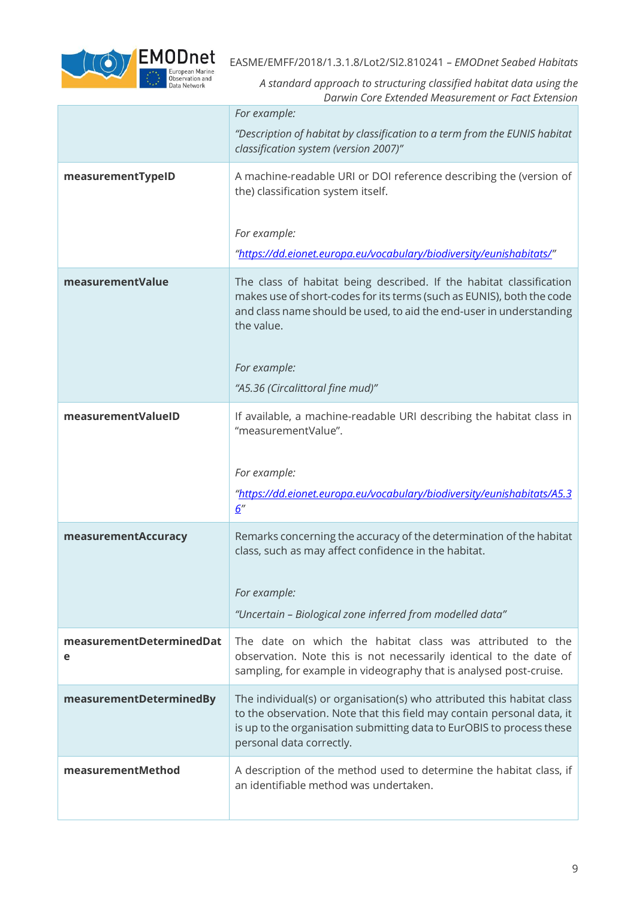| | |
|---|---|
| | *For example:*<br><br>*"Description of habitat by classification to a term from the EUNIS habitat classification system (version 2007)"* |
| **measurementTypeID** | A machine-readable URI or DOI reference describing the (version of the) classification system itself.<br><br>*For example:*<br><br>*"https://dd.eionet.europa.eu/vocabulary/biodiversity/eunishabitats/"* |
| **measurementValue** | The class of habitat being described. If the habitat classification makes use of short-codes for its terms (such as EUNIS), both the code and class name should be used, to aid the end-user in understanding the value.<br><br>*For example:*<br><br>*"A5.36 (Circalittoral fine mud)"* |
| **measurementValueID** | If available, a machine-readable URI describing the habitat class in "measurementValue".<br><br>*For example:*<br><br>*"https://dd.eionet.europa.eu/vocabulary/biodiversity/eunishabitats/A5.36"* |
| **measurementAccuracy** | Remarks concerning the accuracy of the determination of the habitat class, such as may affect confidence in the habitat.<br><br>*For example:*<br><br>*"Uncertain – Biological zone inferred from modelled data"* |
| **measurementDeterminedDate** | The date on which the habitat class was attributed to the observation. Note this is not necessarily identical to the date of sampling, for example in videography that is analysed post-cruise. |
| **measurementDeterminedBy** | The individual(s) or organisation(s) who attributed this habitat class to the observation. Note that this field may contain personal data, it is up to the organisation submitting data to EurOBIS to process these personal data correctly. |
| **measurementMethod** | A description of the method used to determine the habitat class, if an identifiable method was undertaken. |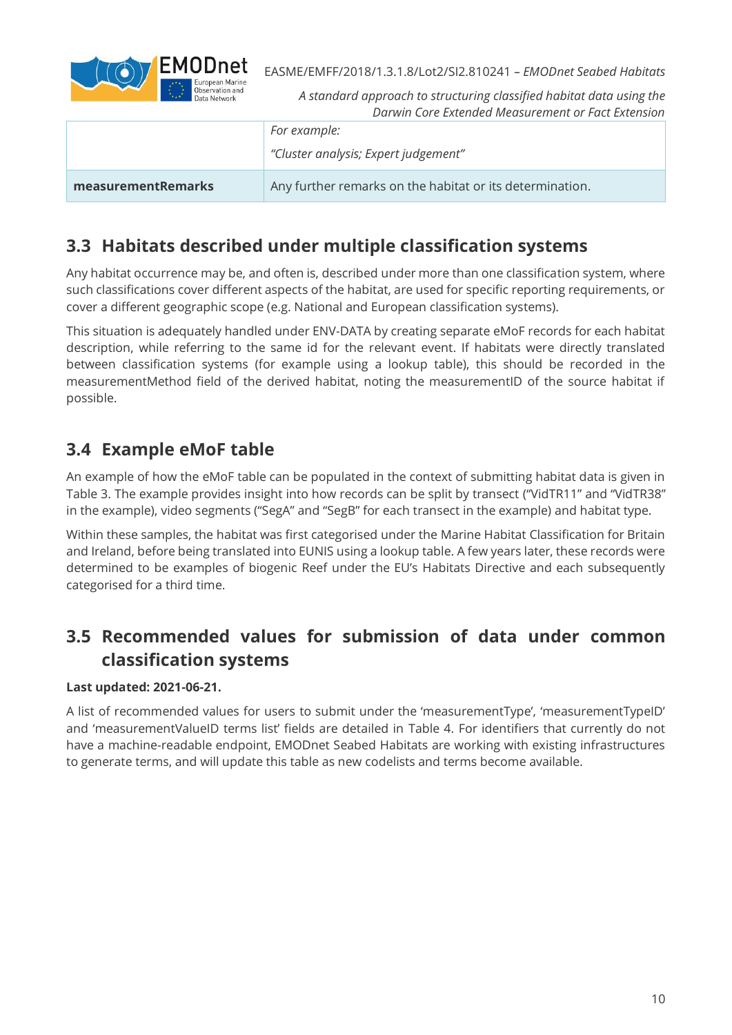|  | For example: <br> *"Cluster analysis; Expert judgement"* |
|---|---|
| **measurementRemarks** | Any further remarks on the habitat or its determination. |

## 3.3 Habitats described under multiple classification systems

Any habitat occurrence may be, and often is, described under more than one classification system, where such classifications cover different aspects of the habitat, are used for specific reporting requirements, or cover a different geographic scope (e.g. National and European classification systems).

This situation is adequately handled under ENV-DATA by creating separate eMoF records for each habitat description, while referring to the same id for the relevant event. If habitats were directly translated between classification systems (for example using a lookup table), this should be recorded in the measurementMethod field of the derived habitat, noting the measurementID of the source habitat if possible.

## 3.4 Example eMoF table

An example of how the eMoF table can be populated in the context of submitting habitat data is given in Table 3. The example provides insight into how records can be split by transect ("VidTR11" and "VidTR38" in the example), video segments ("SegA" and "SegB" for each transect in the example) and habitat type.

Within these samples, the habitat was first categorised under the Marine Habitat Classification for Britain and Ireland, before being translated into EUNIS using a lookup table. A few years later, these records were determined to be examples of biogenic Reef under the EU's Habitats Directive and each subsequently categorised for a third time.

## 3.5 Recommended values for submission of data under common classification systems

**Last updated: 2021-06-21.**

A list of recommended values for users to submit under the 'measurementType', 'measurementTypeID' and 'measurementValueID terms list' fields are detailed in Table 4. For identifiers that currently do not have a machine-readable endpoint, EMODnet Seabed Habitats are working with existing infrastructures to generate terms, and will update this table as new codelists and terms become available.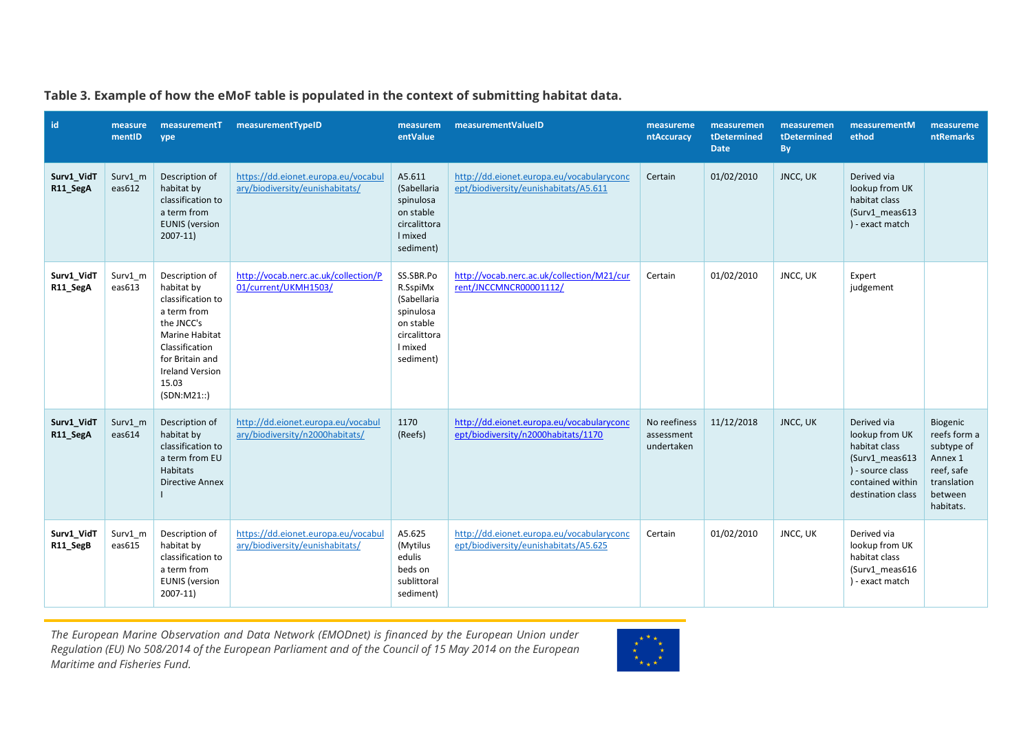**Table 3. Example of how the eMoF table is populated in the context of submitting habitat data.**

| id | measurementID | measurementType | measurementTypeID | measurementValue | measurementValueID | measurementAccuracy | measurementDeterminedDate | measurementDeterminedBy | measurementMethod | measurementRemarks |
|---|---|---|---|---|---|---|---|---|---|---|
| **Surv1_VidTR11_SegA** | Surv1_meas612 | Description of habitat by classification to a term from EUNIS (version 2007-11) | https://dd.eionet.europa.eu/vocabulary/biodiversity/eunishabitats/ | A5.611 (Sabellaria spinulosa on stable circalittoral mixed sediment) | http://dd.eionet.europa.eu/vocabularyconcept/biodiversity/eunishabitats/A5.611 | Certain | 01/02/2010 | JNCC, UK | Derived via lookup from UK habitat class (Surv1_meas613) - exact match | |
| **Surv1_VidTR11_SegA** | Surv1_meas613 | Description of habitat by classification to a term from the JNCC's Marine Habitat Classification for Britain and Ireland Version 15.03 (SDN:M21::) | http://vocab.nerc.ac.uk/collection/P01/current/UKMH1503/ | SS.SBR.PoR.SspiMx (Sabellaria spinulosa on stable circalittoral mixed sediment) | http://vocab.nerc.ac.uk/collection/M21/current/JNCCMNCR00001112/ | Certain | 01/02/2010 | JNCC, UK | Expert judgement | |
| **Surv1_VidTR11_SegA** | Surv1_meas614 | Description of habitat by classification to a term from EU Habitats Directive Annex I | http://dd.eionet.europa.eu/vocabulary/biodiversity/n2000habitats/ | 1170 (Reefs) | http://dd.eionet.europa.eu/vocabularyconcept/biodiversity/n2000habitats/1170 | No reefiness assessment undertaken | 11/12/2018 | JNCC, UK | Derived via lookup from UK habitat class (Surv1_meas613) - source class contained within destination class | Biogenic reefs form a subtype of Annex 1 reef, safe translation between habitats. |
| **Surv1_VidTR11_SegB** | Surv1_meas615 | Description of habitat by classification to a term from EUNIS (version 2007-11) | https://dd.eionet.europa.eu/vocabulary/biodiversity/eunishabitats/ | A5.625 (Mytilus edulis beds on sublittoral sediment) | http://dd.eionet.europa.eu/vocabularyconcept/biodiversity/eunishabitats/A5.625 | Certain | 01/02/2010 | JNCC, UK | Derived via lookup from UK habitat class (Surv1_meas616) - exact match | |

*The European Marine Observation and Data Network (EMODnet) is financed by the European Union under Regulation (EU) No 508/2014 of the European Parliament and of the Council of 15 May 2014 on the European Maritime and Fisheries Fund.*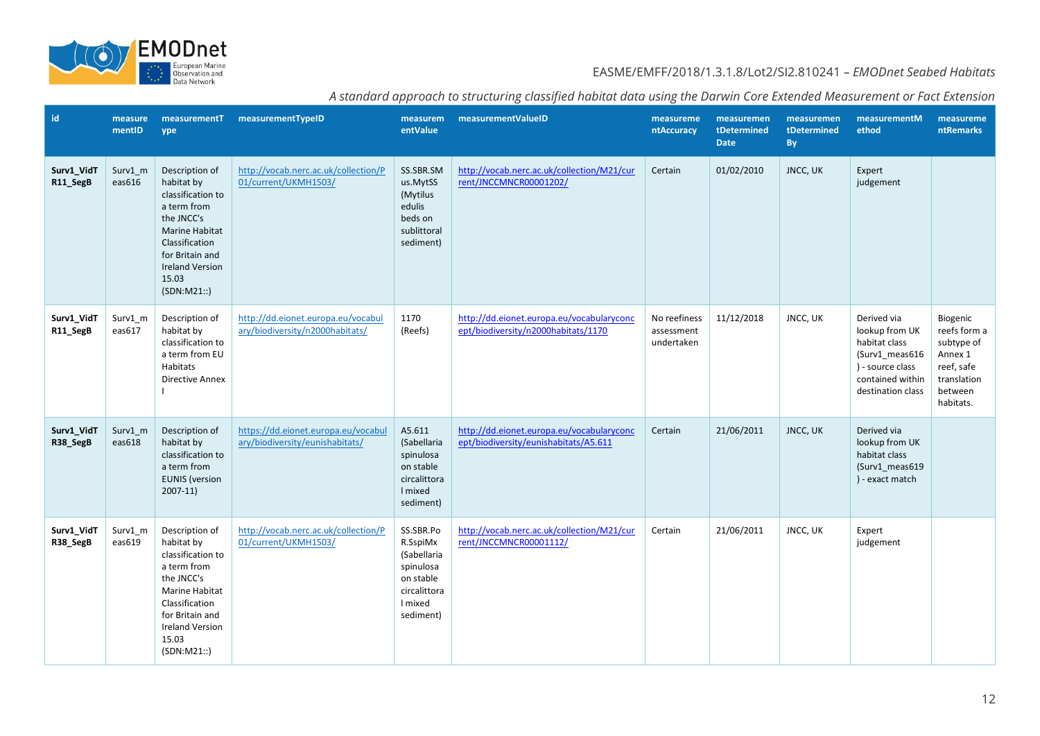| id | measurementID | measurementType | measurementTypeID | measurementValue | measurementValueID | measurementAccuracy | measurementDeterminedDate | measurementDeterminedBy | measurementMethod | measurementRemarks |
|---|---|---|---|---|---|---|---|---|---|---|
| **Surv1_VidTR11_SegB** | Surv1_meas616 | Description of habitat by classification to a term from the JNCC's Marine Habitat Classification for Britain and Ireland Version 15.03 (SDN:M21::) | http://vocab.nerc.ac.uk/collection/P01/current/UKMH1503/ | SS.SBR.SMus.MytSS (Mytilus edulis beds on sublittoral sediment) | http://vocab.nerc.ac.uk/collection/M21/current/JNCCMNCR00001202/ | Certain | 01/02/2010 | JNCC, UK | Expert judgement | |
| **Surv1_VidTR11_SegB** | Surv1_meas617 | Description of habitat by classification to a term from EU Habitats Directive Annex I | http://dd.eionet.europa.eu/vocabulary/biodiversity/n2000habitats/ | 1170 (Reefs) | http://dd.eionet.europa.eu/vocabularyconcept/biodiversity/n2000habitats/1170 | No reefiness assessment undertaken | 11/12/2018 | JNCC, UK | Derived via lookup from UK habitat class (Surv1_meas616) - source class contained within destination class | Biogenic reefs form a subtype of Annex 1 reef, safe translation between habitats. |
| **Surv1_VidTR38_SegB** | Surv1_meas618 | Description of habitat by classification to a term from EUNIS (version 2007-11) | https://dd.eionet.europa.eu/vocabulary/biodiversity/eunishabitats/ | A5.611 (Sabellaria spinulosa on stable circalittoral mixed sediment) | http://dd.eionet.europa.eu/vocabularyconcept/biodiversity/eunishabitats/A5.611 | Certain | 21/06/2011 | JNCC, UK | Derived via lookup from UK habitat class (Surv1_meas619) - exact match | |
| **Surv1_VidTR38_SegB** | Surv1_meas619 | Description of habitat by classification to a term from the JNCC's Marine Habitat Classification for Britain and Ireland Version 15.03 (SDN:M21::) | http://vocab.nerc.ac.uk/collection/P01/current/UKMH1503/ | SS.SBR.PoR.SspiMx (Sabellaria spinulosa on stable circalittoral mixed sediment) | http://vocab.nerc.ac.uk/collection/M21/current/JNCCMNCR00001112/ | Certain | 21/06/2011 | JNCC, UK | Expert judgement | |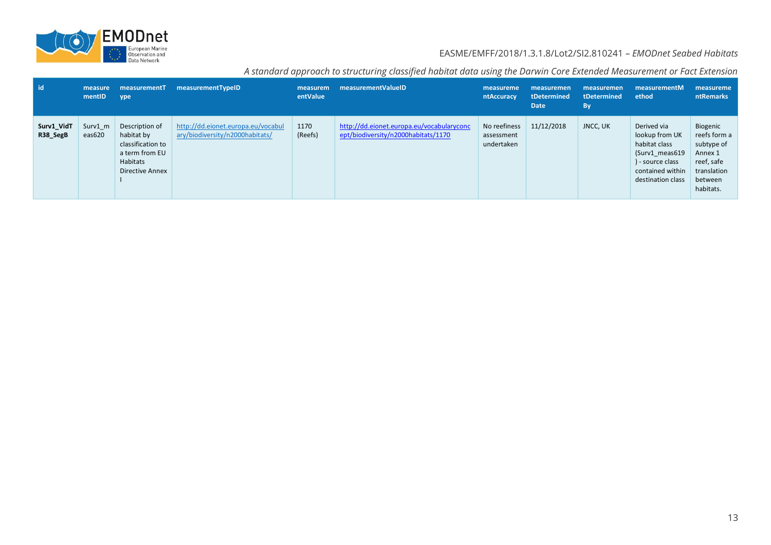| id | measurementID | measurementType | measurementTypeID | measurementValue | measurementValueID | measurementAccuracy | measurementDeterminedDate | measurementDeterminedBy | measurementMethod | measurementRemarks |
|---|---|---|---|---|---|---|---|---|---|---|
| **Surv1_VidTR38_SegB** | Surv1_meas620 | Description of habitat by classification to a term from EU Habitats Directive Annex I | http://dd.eionet.europa.eu/vocabulary/biodiversity/n2000habitats/ | 1170 (Reefs) | http://dd.eionet.europa.eu/vocabularyconcept/biodiversity/n2000habitats/1170 | No reefiness assessment undertaken | 11/12/2018 | JNCC, UK | Derived via lookup from UK habitat class (Surv1_meas619) - source class contained within destination class | Biogenic reefs form a subtype of Annex 1 reef, safe translation between habitats. |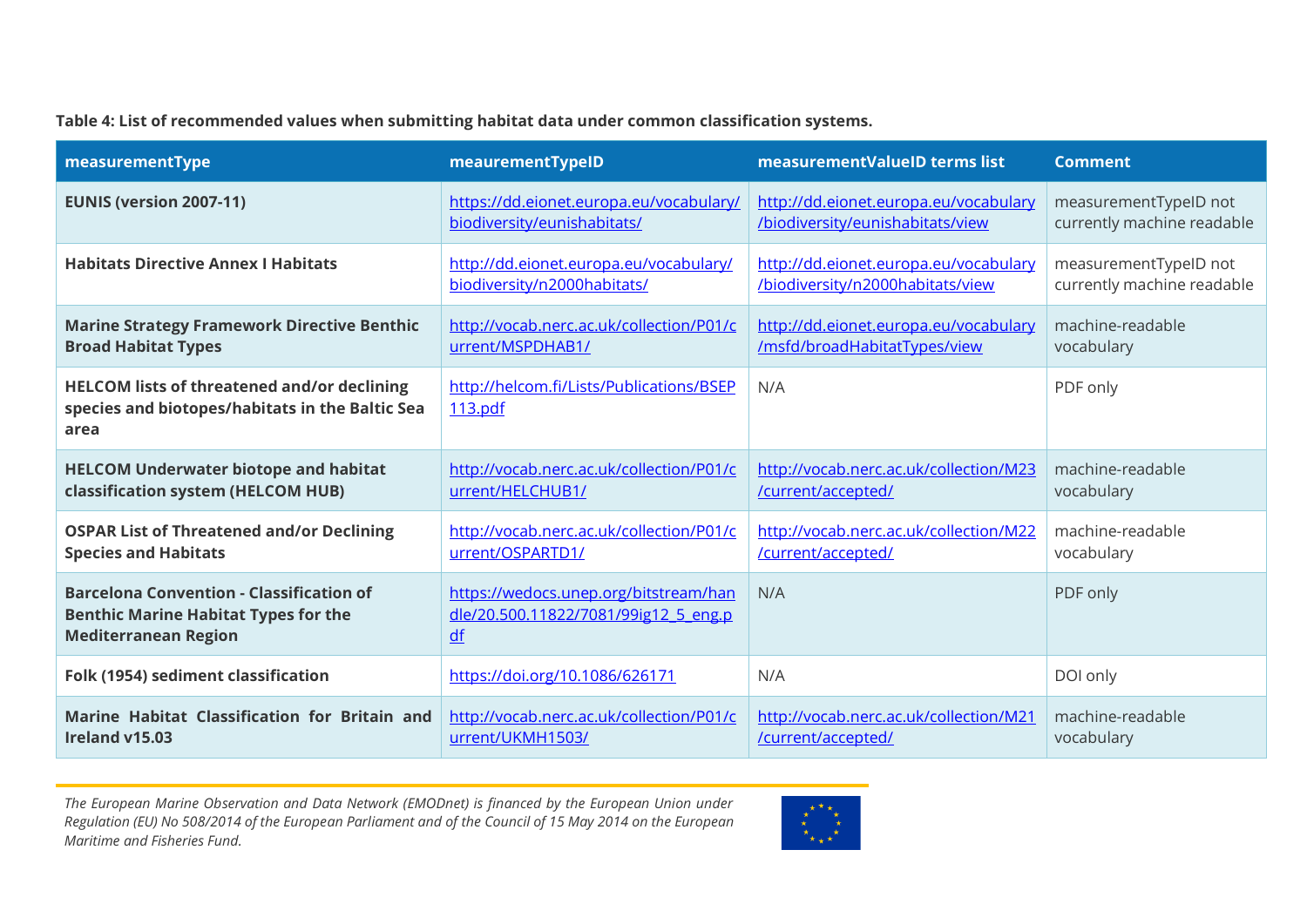**Table 4: List of recommended values when submitting habitat data under common classification systems.**

| measurementType | meaurementTypeID | measurementValueID terms list | Comment |
|---|---|---|---|
| **EUNIS (version 2007-11)** | https://dd.eionet.europa.eu/vocabulary/biodiversity/eunishabitats/ | http://dd.eionet.europa.eu/vocabulary/biodiversity/eunishabitats/view | measurementTypeID not currently machine readable |
| **Habitats Directive Annex I Habitats** | http://dd.eionet.europa.eu/vocabulary/biodiversity/n2000habitats/ | http://dd.eionet.europa.eu/vocabulary/biodiversity/n2000habitats/view | measurementTypeID not currently machine readable |
| **Marine Strategy Framework Directive Benthic Broad Habitat Types** | http://vocab.nerc.ac.uk/collection/P01/current/MSPDHAB1/ | http://dd.eionet.europa.eu/vocabulary/msfd/broadHabitatTypes/view | machine-readable vocabulary |
| **HELCOM lists of threatened and/or declining species and biotopes/habitats in the Baltic Sea area** | http://helcom.fi/Lists/Publications/BSEP113.pdf | N/A | PDF only |
| **HELCOM Underwater biotope and habitat classification system (HELCOM HUB)** | http://vocab.nerc.ac.uk/collection/P01/current/HELCHUB1/ | http://vocab.nerc.ac.uk/collection/M23/current/accepted/ | machine-readable vocabulary |
| **OSPAR List of Threatened and/or Declining Species and Habitats** | http://vocab.nerc.ac.uk/collection/P01/current/OSPARTD1/ | http://vocab.nerc.ac.uk/collection/M22/current/accepted/ | machine-readable vocabulary |
| **Barcelona Convention - Classification of Benthic Marine Habitat Types for the Mediterranean Region** | https://wedocs.unep.org/bitstream/handle/20.500.11822/7081/99ig12_5_eng.pdf | N/A | PDF only |
| **Folk (1954) sediment classification** | https://doi.org/10.1086/626171 | N/A | DOI only |
| **Marine Habitat Classification for Britain and Ireland v15.03** | http://vocab.nerc.ac.uk/collection/P01/current/UKMH1503/ | http://vocab.nerc.ac.uk/collection/M21/current/accepted/ | machine-readable vocabulary |

*The European Marine Observation and Data Network (EMODnet) is financed by the European Union under Regulation (EU) No 508/2014 of the European Parliament and of the Council of 15 May 2014 on the European Maritime and Fisheries Fund.*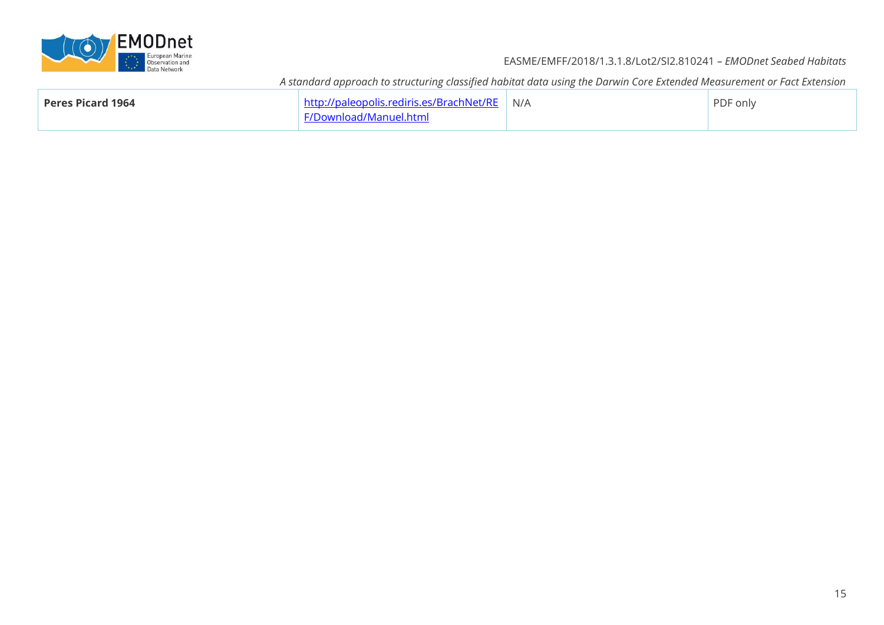| **Peres Picard 1964** | http://paleopolis.rediris.es/BrachNet/REF/Download/Manuel.html | N/A | PDF only |
|---|---|---|---|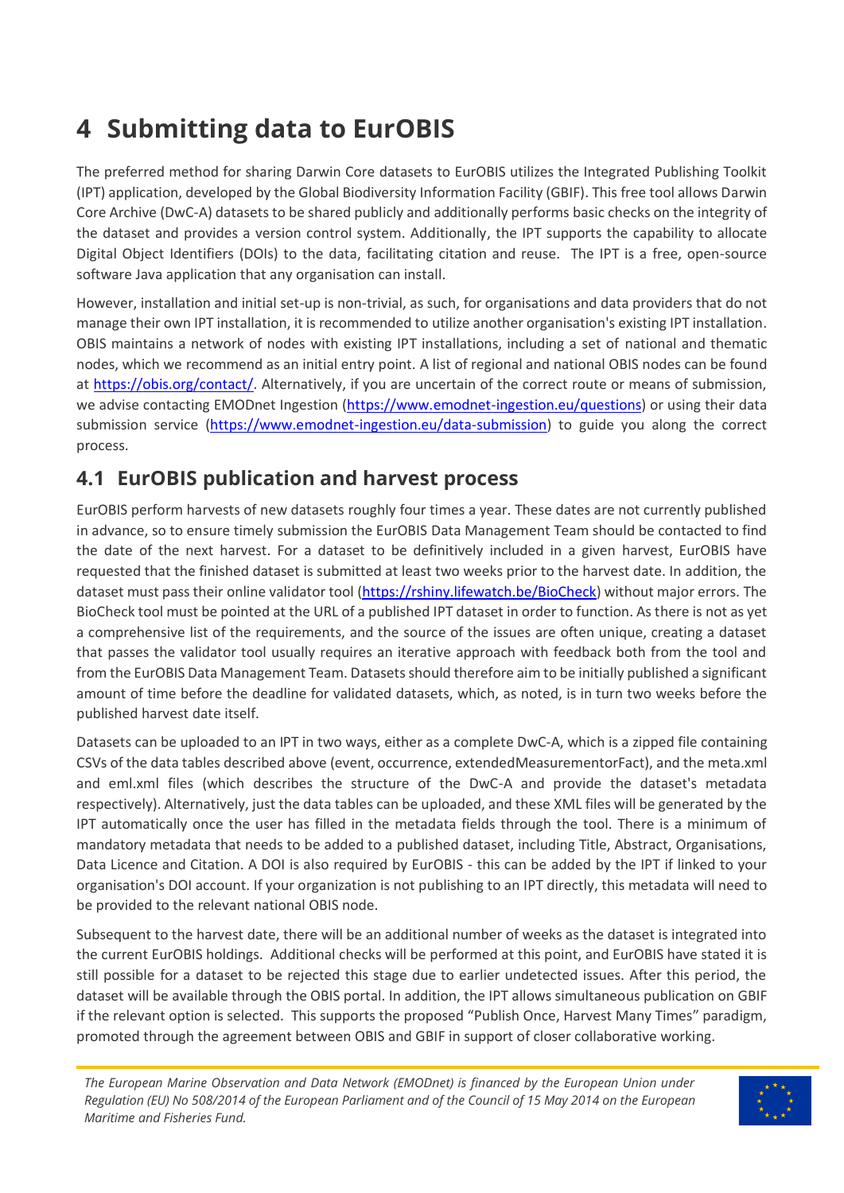# 4 Submitting data to EurOBIS

The preferred method for sharing Darwin Core datasets to EurOBIS utilizes the Integrated Publishing Toolkit (IPT) application, developed by the Global Biodiversity Information Facility (GBIF). This free tool allows Darwin Core Archive (DwC-A) datasets to be shared publicly and additionally performs basic checks on the integrity of the dataset and provides a version control system. Additionally, the IPT supports the capability to allocate Digital Object Identifiers (DOIs) to the data, facilitating citation and reuse. The IPT is a free, open-source software Java application that any organisation can install.

However, installation and initial set-up is non-trivial, as such, for organisations and data providers that do not manage their own IPT installation, it is recommended to utilize another organisation's existing IPT installation. OBIS maintains a network of nodes with existing IPT installations, including a set of national and thematic nodes, which we recommend as an initial entry point. A list of regional and national OBIS nodes can be found at https://obis.org/contact/. Alternatively, if you are uncertain of the correct route or means of submission, we advise contacting EMODnet Ingestion (https://www.emodnet-ingestion.eu/questions) or using their data submission service (https://www.emodnet-ingestion.eu/data-submission) to guide you along the correct process.

## 4.1 EurOBIS publication and harvest process

EurOBIS perform harvests of new datasets roughly four times a year. These dates are not currently published in advance, so to ensure timely submission the EurOBIS Data Management Team should be contacted to find the date of the next harvest. For a dataset to be definitively included in a given harvest, EurOBIS have requested that the finished dataset is submitted at least two weeks prior to the harvest date. In addition, the dataset must pass their online validator tool (https://rshiny.lifewatch.be/BioCheck) without major errors. The BioCheck tool must be pointed at the URL of a published IPT dataset in order to function. As there is not as yet a comprehensive list of the requirements, and the source of the issues are often unique, creating a dataset that passes the validator tool usually requires an iterative approach with feedback both from the tool and from the EurOBIS Data Management Team. Datasets should therefore aim to be initially published a significant amount of time before the deadline for validated datasets, which, as noted, is in turn two weeks before the published harvest date itself.

Datasets can be uploaded to an IPT in two ways, either as a complete DwC-A, which is a zipped file containing CSVs of the data tables described above (event, occurrence, extendedMeasurementorFact), and the meta.xml and eml.xml files (which describes the structure of the DwC-A and provide the dataset's metadata respectively). Alternatively, just the data tables can be uploaded, and these XML files will be generated by the IPT automatically once the user has filled in the metadata fields through the tool. There is a minimum of mandatory metadata that needs to be added to a published dataset, including Title, Abstract, Organisations, Data Licence and Citation. A DOI is also required by EurOBIS - this can be added by the IPT if linked to your organisation's DOI account. If your organization is not publishing to an IPT directly, this metadata will need to be provided to the relevant national OBIS node.

Subsequent to the harvest date, there will be an additional number of weeks as the dataset is integrated into the current EurOBIS holdings. Additional checks will be performed at this point, and EurOBIS have stated it is still possible for a dataset to be rejected this stage due to earlier undetected issues. After this period, the dataset will be available through the OBIS portal. In addition, the IPT allows simultaneous publication on GBIF if the relevant option is selected. This supports the proposed "Publish Once, Harvest Many Times" paradigm, promoted through the agreement between OBIS and GBIF in support of closer collaborative working.